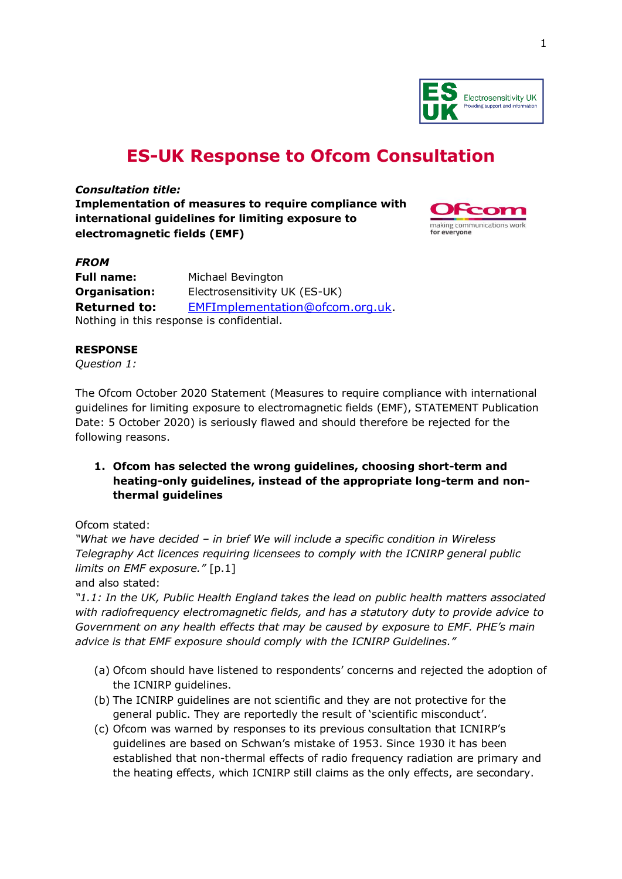# ES-UK Response to Ofcom Consultation

***Consultation title:***
**Implementation of measures to require compliance with international guidelines for limiting exposure to electromagnetic fields (EMF)**

***FROM***
**Full name:** Michael Bevington
**Organisation:** Electrosensitivity UK (ES-UK)
**Returned to:** EMFImplementation@ofcom.org.uk.
Nothing in this response is confidential.

**RESPONSE**
*Question 1:*

The Ofcom October 2020 Statement (Measures to require compliance with international guidelines for limiting exposure to electromagnetic fields (EMF), STATEMENT Publication Date: 5 October 2020) is seriously flawed and should therefore be rejected for the following reasons.

1. **Ofcom has selected the wrong guidelines, choosing short-term and heating-only guidelines, instead of the appropriate long-term and non-thermal guidelines**

Ofcom stated:
*"What we have decided – in brief We will include a specific condition in Wireless Telegraphy Act licences requiring licensees to comply with the ICNIRP general public limits on EMF exposure."* [p.1]
and also stated:
*"1.1: In the UK, Public Health England takes the lead on public health matters associated with radiofrequency electromagnetic fields, and has a statutory duty to provide advice to Government on any health effects that may be caused by exposure to EMF. PHE's main advice is that EMF exposure should comply with the ICNIRP Guidelines."*

(a) Ofcom should have listened to respondents' concerns and rejected the adoption of the ICNIRP guidelines.
(b) The ICNIRP guidelines are not scientific and they are not protective for the general public. They are reportedly the result of 'scientific misconduct'.
(c) Ofcom was warned by responses to its previous consultation that ICNIRP's guidelines are based on Schwan's mistake of 1953. Since 1930 it has been established that non-thermal effects of radio frequency radiation are primary and the heating effects, which ICNIRP still claims as the only effects, are secondary.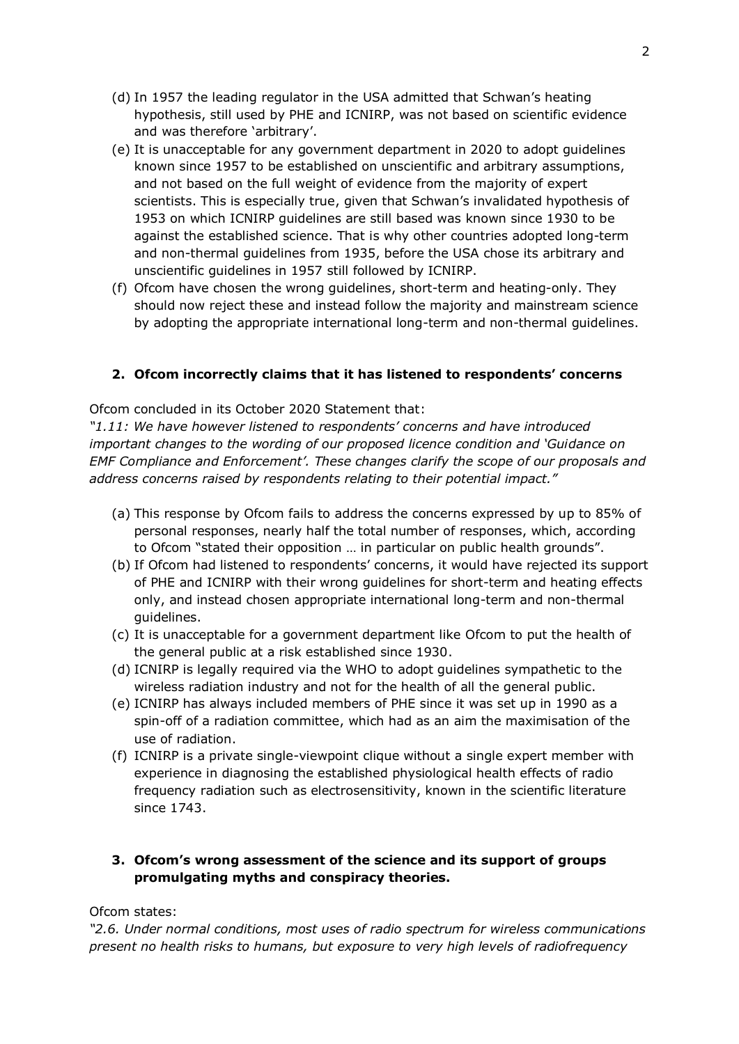(d) In 1957 the leading regulator in the USA admitted that Schwan's heating hypothesis, still used by PHE and ICNIRP, was not based on scientific evidence and was therefore 'arbitrary'.

(e) It is unacceptable for any government department in 2020 to adopt guidelines known since 1957 to be established on unscientific and arbitrary assumptions, and not based on the full weight of evidence from the majority of expert scientists. This is especially true, given that Schwan's invalidated hypothesis of 1953 on which ICNIRP guidelines are still based was known since 1930 to be against the established science. That is why other countries adopted long-term and non-thermal guidelines from 1935, before the USA chose its arbitrary and unscientific guidelines in 1957 still followed by ICNIRP.

(f) Ofcom have chosen the wrong guidelines, short-term and heating-only. They should now reject these and instead follow the majority and mainstream science by adopting the appropriate international long-term and non-thermal guidelines.

### 2. Ofcom incorrectly claims that it has listened to respondents' concerns

Ofcom concluded in its October 2020 Statement that:

*"1.11: We have however listened to respondents' concerns and have introduced important changes to the wording of our proposed licence condition and 'Guidance on EMF Compliance and Enforcement'. These changes clarify the scope of our proposals and address concerns raised by respondents relating to their potential impact."*

(a) This response by Ofcom fails to address the concerns expressed by up to 85% of personal responses, nearly half the total number of responses, which, according to Ofcom "stated their opposition … in particular on public health grounds".

(b) If Ofcom had listened to respondents' concerns, it would have rejected its support of PHE and ICNIRP with their wrong guidelines for short-term and heating effects only, and instead chosen appropriate international long-term and non-thermal guidelines.

(c) It is unacceptable for a government department like Ofcom to put the health of the general public at a risk established since 1930.

(d) ICNIRP is legally required via the WHO to adopt guidelines sympathetic to the wireless radiation industry and not for the health of all the general public.

(e) ICNIRP has always included members of PHE since it was set up in 1990 as a spin-off of a radiation committee, which had as an aim the maximisation of the use of radiation.

(f) ICNIRP is a private single-viewpoint clique without a single expert member with experience in diagnosing the established physiological health effects of radio frequency radiation such as electrosensitivity, known in the scientific literature since 1743.

### 3. Ofcom's wrong assessment of the science and its support of groups promulgating myths and conspiracy theories.

Ofcom states:

*"2.6. Under normal conditions, most uses of radio spectrum for wireless communications present no health risks to humans, but exposure to very high levels of radiofrequency*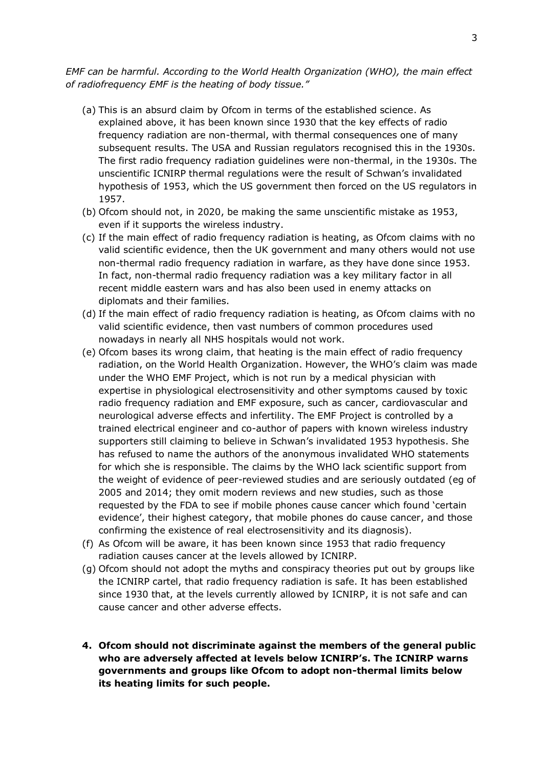*EMF can be harmful. According to the World Health Organization (WHO), the main effect of radiofrequency EMF is the heating of body tissue."*

(a) This is an absurd claim by Ofcom in terms of the established science. As explained above, it has been known since 1930 that the key effects of radio frequency radiation are non-thermal, with thermal consequences one of many subsequent results. The USA and Russian regulators recognised this in the 1930s. The first radio frequency radiation guidelines were non-thermal, in the 1930s. The unscientific ICNIRP thermal regulations were the result of Schwan's invalidated hypothesis of 1953, which the US government then forced on the US regulators in 1957.

(b) Ofcom should not, in 2020, be making the same unscientific mistake as 1953, even if it supports the wireless industry.

(c) If the main effect of radio frequency radiation is heating, as Ofcom claims with no valid scientific evidence, then the UK government and many others would not use non-thermal radio frequency radiation in warfare, as they have done since 1953. In fact, non-thermal radio frequency radiation was a key military factor in all recent middle eastern wars and has also been used in enemy attacks on diplomats and their families.

(d) If the main effect of radio frequency radiation is heating, as Ofcom claims with no valid scientific evidence, then vast numbers of common procedures used nowadays in nearly all NHS hospitals would not work.

(e) Ofcom bases its wrong claim, that heating is the main effect of radio frequency radiation, on the World Health Organization. However, the WHO's claim was made under the WHO EMF Project, which is not run by a medical physician with expertise in physiological electrosensitivity and other symptoms caused by toxic radio frequency radiation and EMF exposure, such as cancer, cardiovascular and neurological adverse effects and infertility. The EMF Project is controlled by a trained electrical engineer and co-author of papers with known wireless industry supporters still claiming to believe in Schwan's invalidated 1953 hypothesis. She has refused to name the authors of the anonymous invalidated WHO statements for which she is responsible. The claims by the WHO lack scientific support from the weight of evidence of peer-reviewed studies and are seriously outdated (eg of 2005 and 2014; they omit modern reviews and new studies, such as those requested by the FDA to see if mobile phones cause cancer which found 'certain evidence', their highest category, that mobile phones do cause cancer, and those confirming the existence of real electrosensitivity and its diagnosis).

(f) As Ofcom will be aware, it has been known since 1953 that radio frequency radiation causes cancer at the levels allowed by ICNIRP.

(g) Ofcom should not adopt the myths and conspiracy theories put out by groups like the ICNIRP cartel, that radio frequency radiation is safe. It has been established since 1930 that, at the levels currently allowed by ICNIRP, it is not safe and can cause cancer and other adverse effects.

**4. Ofcom should not discriminate against the members of the general public who are adversely affected at levels below ICNIRP's. The ICNIRP warns governments and groups like Ofcom to adopt non-thermal limits below its heating limits for such people.**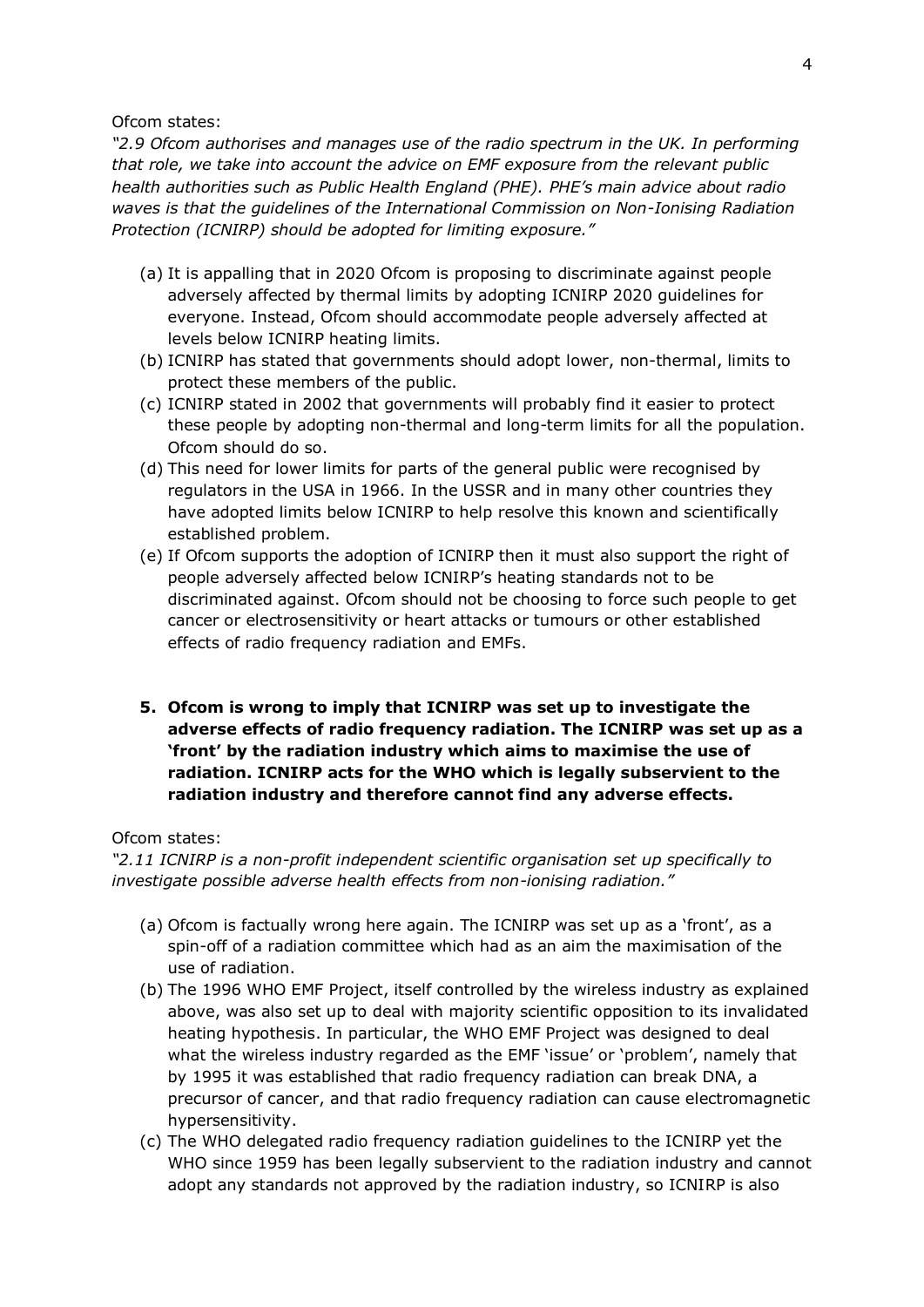Ofcom states:

*"2.9 Ofcom authorises and manages use of the radio spectrum in the UK. In performing that role, we take into account the advice on EMF exposure from the relevant public health authorities such as Public Health England (PHE). PHE's main advice about radio waves is that the guidelines of the International Commission on Non-Ionising Radiation Protection (ICNIRP) should be adopted for limiting exposure."*

(a) It is appalling that in 2020 Ofcom is proposing to discriminate against people adversely affected by thermal limits by adopting ICNIRP 2020 guidelines for everyone. Instead, Ofcom should accommodate people adversely affected at levels below ICNIRP heating limits.

(b) ICNIRP has stated that governments should adopt lower, non-thermal, limits to protect these members of the public.

(c) ICNIRP stated in 2002 that governments will probably find it easier to protect these people by adopting non-thermal and long-term limits for all the population. Ofcom should do so.

(d) This need for lower limits for parts of the general public were recognised by regulators in the USA in 1966. In the USSR and in many other countries they have adopted limits below ICNIRP to help resolve this known and scientifically established problem.

(e) If Ofcom supports the adoption of ICNIRP then it must also support the right of people adversely affected below ICNIRP's heating standards not to be discriminated against. Ofcom should not be choosing to force such people to get cancer or electrosensitivity or heart attacks or tumours or other established effects of radio frequency radiation and EMFs.

**5. Ofcom is wrong to imply that ICNIRP was set up to investigate the adverse effects of radio frequency radiation. The ICNIRP was set up as a 'front' by the radiation industry which aims to maximise the use of radiation. ICNIRP acts for the WHO which is legally subservient to the radiation industry and therefore cannot find any adverse effects.**

Ofcom states:

*"2.11 ICNIRP is a non-profit independent scientific organisation set up specifically to investigate possible adverse health effects from non-ionising radiation."*

(a) Ofcom is factually wrong here again. The ICNIRP was set up as a 'front', as a spin-off of a radiation committee which had as an aim the maximisation of the use of radiation.

(b) The 1996 WHO EMF Project, itself controlled by the wireless industry as explained above, was also set up to deal with majority scientific opposition to its invalidated heating hypothesis. In particular, the WHO EMF Project was designed to deal what the wireless industry regarded as the EMF 'issue' or 'problem', namely that by 1995 it was established that radio frequency radiation can break DNA, a precursor of cancer, and that radio frequency radiation can cause electromagnetic hypersensitivity.

(c) The WHO delegated radio frequency radiation guidelines to the ICNIRP yet the WHO since 1959 has been legally subservient to the radiation industry and cannot adopt any standards not approved by the radiation industry, so ICNIRP is also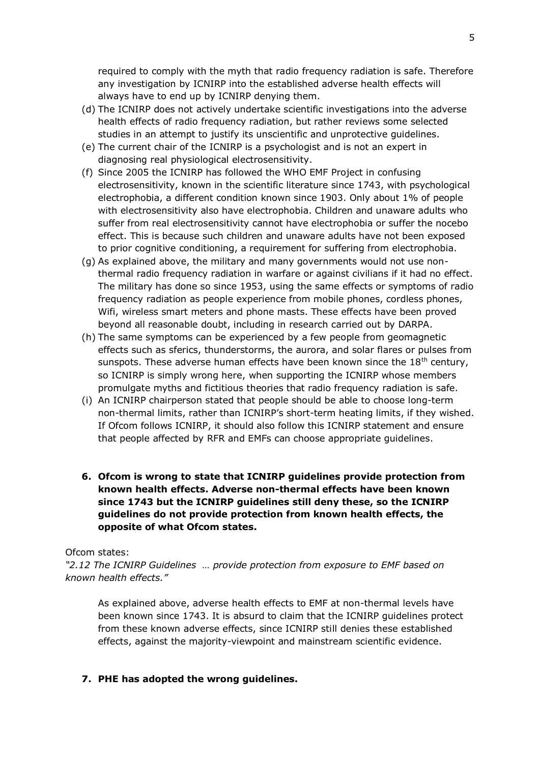required to comply with the myth that radio frequency radiation is safe. Therefore any investigation by ICNIRP into the established adverse health effects will always have to end up by ICNIRP denying them.

(d) The ICNIRP does not actively undertake scientific investigations into the adverse health effects of radio frequency radiation, but rather reviews some selected studies in an attempt to justify its unscientific and unprotective guidelines.

(e) The current chair of the ICNIRP is a psychologist and is not an expert in diagnosing real physiological electrosensitivity.

(f) Since 2005 the ICNIRP has followed the WHO EMF Project in confusing electrosensitivity, known in the scientific literature since 1743, with psychological electrophobia, a different condition known since 1903. Only about 1% of people with electrosensitivity also have electrophobia. Children and unaware adults who suffer from real electrosensitivity cannot have electrophobia or suffer the nocebo effect. This is because such children and unaware adults have not been exposed to prior cognitive conditioning, a requirement for suffering from electrophobia.

(g) As explained above, the military and many governments would not use non-thermal radio frequency radiation in warfare or against civilians if it had no effect. The military has done so since 1953, using the same effects or symptoms of radio frequency radiation as people experience from mobile phones, cordless phones, Wifi, wireless smart meters and phone masts. These effects have been proved beyond all reasonable doubt, including in research carried out by DARPA.

(h) The same symptoms can be experienced by a few people from geomagnetic effects such as sferics, thunderstorms, the aurora, and solar flares or pulses from sunspots. These adverse human effects have been known since the 18th century, so ICNIRP is simply wrong here, when supporting the ICNIRP whose members promulgate myths and fictitious theories that radio frequency radiation is safe.

(i) An ICNIRP chairperson stated that people should be able to choose long-term non-thermal limits, rather than ICNIRP's short-term heating limits, if they wished. If Ofcom follows ICNIRP, it should also follow this ICNIRP statement and ensure that people affected by RFR and EMFs can choose appropriate guidelines.

**6. Ofcom is wrong to state that ICNIRP guidelines provide protection from known health effects. Adverse non-thermal effects have been known since 1743 but the ICNIRP guidelines still deny these, so the ICNIRP guidelines do not provide protection from known health effects, the opposite of what Ofcom states.**

Ofcom states:

*"2.12 The ICNIRP Guidelines … provide protection from exposure to EMF based on known health effects."*

As explained above, adverse health effects to EMF at non-thermal levels have been known since 1743. It is absurd to claim that the ICNIRP guidelines protect from these known adverse effects, since ICNIRP still denies these established effects, against the majority-viewpoint and mainstream scientific evidence.

**7. PHE has adopted the wrong guidelines.**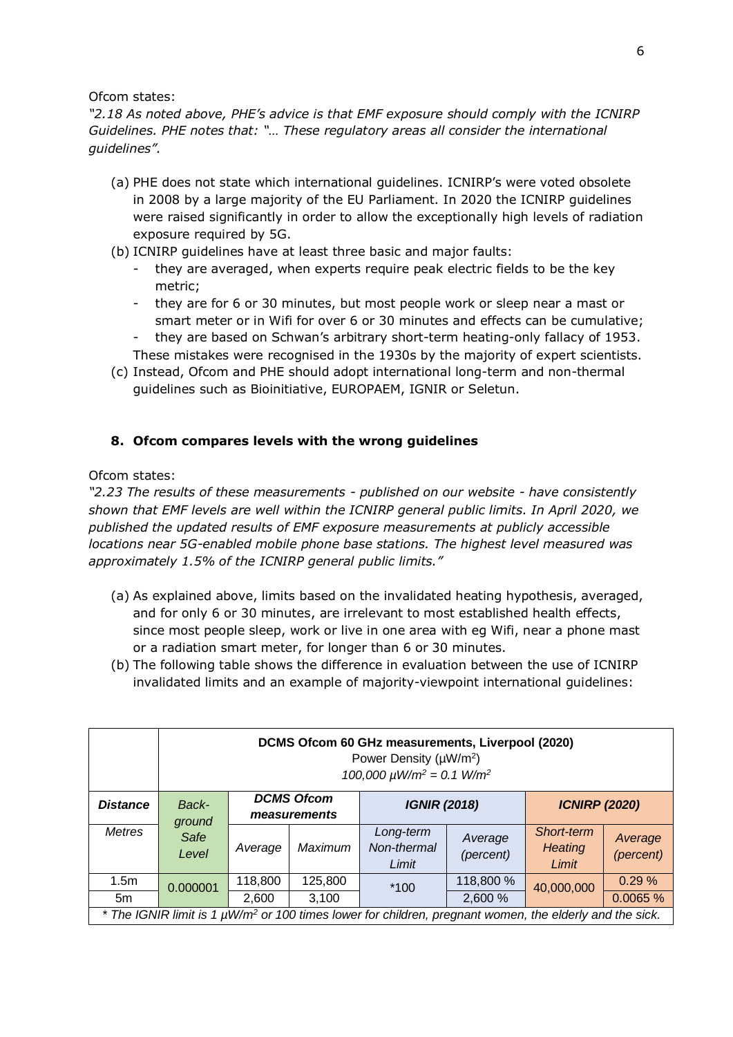Ofcom states:

*"2.18 As noted above, PHE's advice is that EMF exposure should comply with the ICNIRP Guidelines. PHE notes that: "… These regulatory areas all consider the international guidelines".*

(a) PHE does not state which international guidelines. ICNIRP's were voted obsolete in 2008 by a large majority of the EU Parliament. In 2020 the ICNIRP guidelines were raised significantly in order to allow the exceptionally high levels of radiation exposure required by 5G.

(b) ICNIRP guidelines have at least three basic and major faults:
   - they are averaged, when experts require peak electric fields to be the key metric;
   - they are for 6 or 30 minutes, but most people work or sleep near a mast or smart meter or in Wifi for over 6 or 30 minutes and effects can be cumulative;
   - they are based on Schwan's arbitrary short-term heating-only fallacy of 1953.

   These mistakes were recognised in the 1930s by the majority of expert scientists.

(c) Instead, Ofcom and PHE should adopt international long-term and non-thermal guidelines such as Bioinitiative, EUROPAEM, IGNIR or Seletun.

## 8. Ofcom compares levels with the wrong guidelines

Ofcom states:

*"2.23 The results of these measurements - published on our website - have consistently shown that EMF levels are well within the ICNIRP general public limits. In April 2020, we published the updated results of EMF exposure measurements at publicly accessible locations near 5G-enabled mobile phone base stations. The highest level measured was approximately 1.5% of the ICNIRP general public limits."*

(a) As explained above, limits based on the invalidated heating hypothesis, averaged, and for only 6 or 30 minutes, are irrelevant to most established health effects, since most people sleep, work or live in one area with eg Wifi, near a phone mast or a radiation smart meter, for longer than 6 or 30 minutes.

(b) The following table shows the difference in evaluation between the use of ICNIRP invalidated limits and an example of majority-viewpoint international guidelines:

| | **DCMS Ofcom 60 GHz measurements, Liverpool (2020)** Power Density (µW/m²) *100,000 µW/m² = 0.1 W/m²* | | | | | | |
|---|---|---|---|---|---|---|---|
| ***Distance*** | *Back-ground* | ***DCMS Ofcom measurements*** | | ***IGNIR (2018)*** | | ***ICNIRP (2020)*** | |
| *Metres* | *Safe Level* | *Average* | *Maximum* | *Long-term Non-thermal Limit* | *Average (percent)* | *Short-term Heating Limit* | *Average (percent)* |
| 1.5m | 0.000001 | 118,800 | 125,800 | *100 | 118,800 % | 40,000,000 | 0.29 % |
| 5m | | 2,600 | 3,100 | | 2,600 % | | 0.0065 % |

*\* The IGNIR limit is 1 µW/m² or 100 times lower for children, pregnant women, the elderly and the sick.*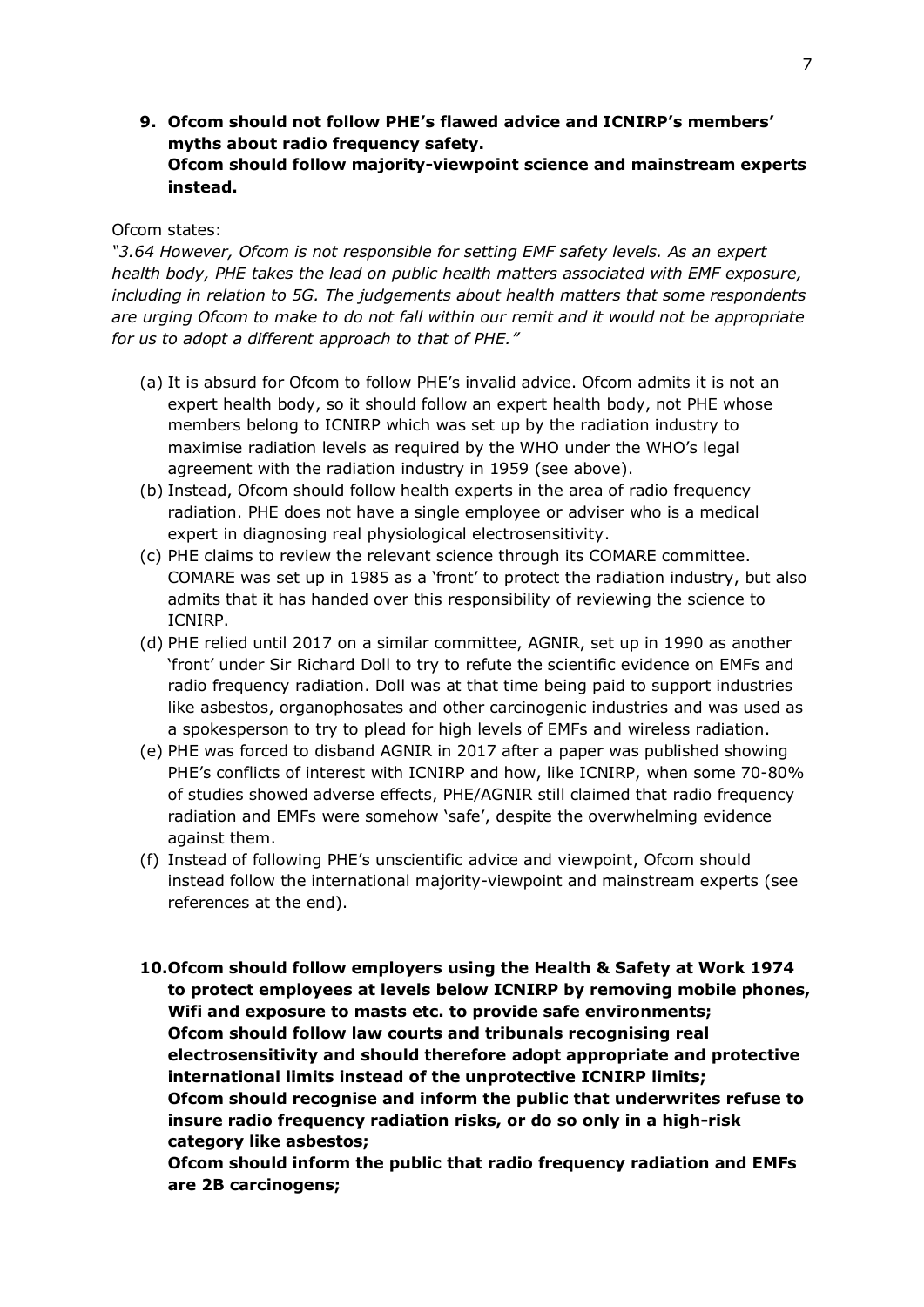**9. Ofcom should not follow PHE's flawed advice and ICNIRP's members' myths about radio frequency safety.**
**Ofcom should follow majority-viewpoint science and mainstream experts instead.**

Ofcom states:

*"3.64 However, Ofcom is not responsible for setting EMF safety levels. As an expert health body, PHE takes the lead on public health matters associated with EMF exposure, including in relation to 5G. The judgements about health matters that some respondents are urging Ofcom to make to do not fall within our remit and it would not be appropriate for us to adopt a different approach to that of PHE."*

(a) It is absurd for Ofcom to follow PHE's invalid advice. Ofcom admits it is not an expert health body, so it should follow an expert health body, not PHE whose members belong to ICNIRP which was set up by the radiation industry to maximise radiation levels as required by the WHO under the WHO's legal agreement with the radiation industry in 1959 (see above).

(b) Instead, Ofcom should follow health experts in the area of radio frequency radiation. PHE does not have a single employee or adviser who is a medical expert in diagnosing real physiological electrosensitivity.

(c) PHE claims to review the relevant science through its COMARE committee. COMARE was set up in 1985 as a 'front' to protect the radiation industry, but also admits that it has handed over this responsibility of reviewing the science to ICNIRP.

(d) PHE relied until 2017 on a similar committee, AGNIR, set up in 1990 as another 'front' under Sir Richard Doll to try to refute the scientific evidence on EMFs and radio frequency radiation. Doll was at that time being paid to support industries like asbestos, organophosates and other carcinogenic industries and was used as a spokesperson to try to plead for high levels of EMFs and wireless radiation.

(e) PHE was forced to disband AGNIR in 2017 after a paper was published showing PHE's conflicts of interest with ICNIRP and how, like ICNIRP, when some 70-80% of studies showed adverse effects, PHE/AGNIR still claimed that radio frequency radiation and EMFs were somehow 'safe', despite the overwhelming evidence against them.

(f) Instead of following PHE's unscientific advice and viewpoint, Ofcom should instead follow the international majority-viewpoint and mainstream experts (see references at the end).

**10. Ofcom should follow employers using the Health & Safety at Work 1974 to protect employees at levels below ICNIRP by removing mobile phones, Wifi and exposure to masts etc. to provide safe environments;**
**Ofcom should follow law courts and tribunals recognising real electrosensitivity and should therefore adopt appropriate and protective international limits instead of the unprotective ICNIRP limits;**
**Ofcom should recognise and inform the public that underwrites refuse to insure radio frequency radiation risks, or do so only in a high-risk category like asbestos;**
**Ofcom should inform the public that radio frequency radiation and EMFs are 2B carcinogens;**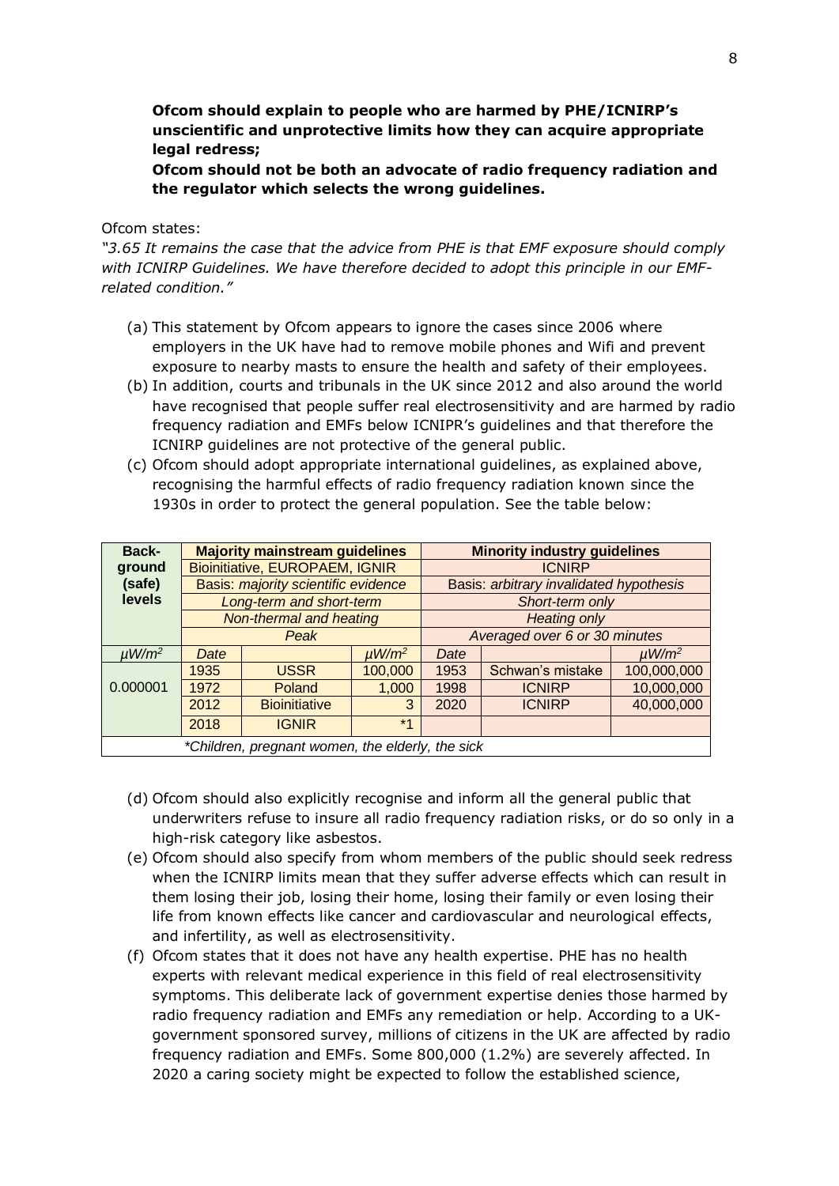**Ofcom should explain to people who are harmed by PHE/ICNIRP's unscientific and unprotective limits how they can acquire appropriate legal redress;**

**Ofcom should not be both an advocate of radio frequency radiation and the regulator which selects the wrong guidelines.**

Ofcom states:

*"3.65 It remains the case that the advice from PHE is that EMF exposure should comply with ICNIRP Guidelines. We have therefore decided to adopt this principle in our EMF-related condition."*

(a) This statement by Ofcom appears to ignore the cases since 2006 where employers in the UK have had to remove mobile phones and Wifi and prevent exposure to nearby masts to ensure the health and safety of their employees.

(b) In addition, courts and tribunals in the UK since 2012 and also around the world have recognised that people suffer real electrosensitivity and are harmed by radio frequency radiation and EMFs below ICNIPR's guidelines and that therefore the ICNIRP guidelines are not protective of the general public.

(c) Ofcom should adopt appropriate international guidelines, as explained above, recognising the harmful effects of radio frequency radiation known since the 1930s in order to protect the general population. See the table below:

| **Back-ground (safe) levels** | **Majority mainstream guidelines** | | | **Minority industry guidelines** | | |
|---|---|---|---|---|---|---|
| | Bioinitiative, EUROPAEM, IGNIR | | | ICNIRP | | |
| | Basis: *majority scientific evidence* | | | Basis: *arbitrary invalidated hypothesis* | | |
| | *Long-term and short-term* | | | *Short-term only* | | |
| | *Non-thermal and heating* | | | *Heating only* | | |
| | *Peak* | | | *Averaged over 6 or 30 minutes* | | |
| *μW/m²* | *Date* | | *μW/m²* | *Date* | | *μW/m²* |
| 0.000001 | 1935 | USSR | 100,000 | 1953 | Schwan's mistake | 100,000,000 |
| | 1972 | Poland | 1,000 | 1998 | ICNIRP | 10,000,000 |
| | 2012 | Bioinitiative | 3 | 2020 | ICNIRP | 40,000,000 |
| | 2018 | IGNIR | *1 | | | |
| *\*Children, pregnant women, the elderly, the sick* | | | | | | |

(d) Ofcom should also explicitly recognise and inform all the general public that underwriters refuse to insure all radio frequency radiation risks, or do so only in a high-risk category like asbestos.

(e) Ofcom should also specify from whom members of the public should seek redress when the ICNIRP limits mean that they suffer adverse effects which can result in them losing their job, losing their home, losing their family or even losing their life from known effects like cancer and cardiovascular and neurological effects, and infertility, as well as electrosensitivity.

(f) Ofcom states that it does not have any health expertise. PHE has no health experts with relevant medical experience in this field of real electrosensitivity symptoms. This deliberate lack of government expertise denies those harmed by radio frequency radiation and EMFs any remediation or help. According to a UK-government sponsored survey, millions of citizens in the UK are affected by radio frequency radiation and EMFs. Some 800,000 (1.2%) are severely affected. In 2020 a caring society might be expected to follow the established science,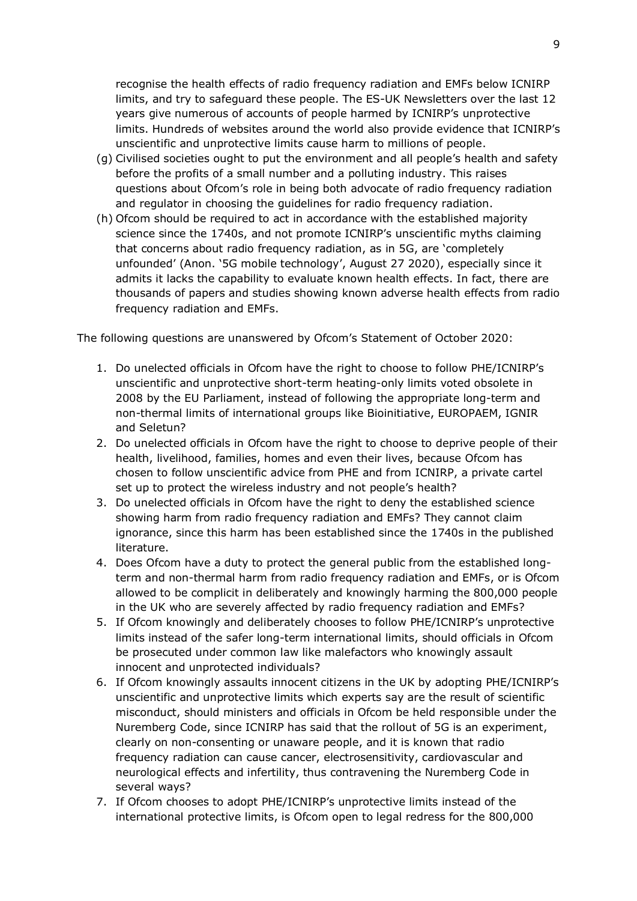recognise the health effects of radio frequency radiation and EMFs below ICNIRP limits, and try to safeguard these people. The ES-UK Newsletters over the last 12 years give numerous of accounts of people harmed by ICNIRP's unprotective limits. Hundreds of websites around the world also provide evidence that ICNIRP's unscientific and unprotective limits cause harm to millions of people.

(g) Civilised societies ought to put the environment and all people's health and safety before the profits of a small number and a polluting industry. This raises questions about Ofcom's role in being both advocate of radio frequency radiation and regulator in choosing the guidelines for radio frequency radiation.

(h) Ofcom should be required to act in accordance with the established majority science since the 1740s, and not promote ICNIRP's unscientific myths claiming that concerns about radio frequency radiation, as in 5G, are 'completely unfounded' (Anon. '5G mobile technology', August 27 2020), especially since it admits it lacks the capability to evaluate known health effects. In fact, there are thousands of papers and studies showing known adverse health effects from radio frequency radiation and EMFs.

The following questions are unanswered by Ofcom's Statement of October 2020:

1. Do unelected officials in Ofcom have the right to choose to follow PHE/ICNIRP's unscientific and unprotective short-term heating-only limits voted obsolete in 2008 by the EU Parliament, instead of following the appropriate long-term and non-thermal limits of international groups like Bioinitiative, EUROPAEM, IGNIR and Seletun?
2. Do unelected officials in Ofcom have the right to choose to deprive people of their health, livelihood, families, homes and even their lives, because Ofcom has chosen to follow unscientific advice from PHE and from ICNIRP, a private cartel set up to protect the wireless industry and not people's health?
3. Do unelected officials in Ofcom have the right to deny the established science showing harm from radio frequency radiation and EMFs? They cannot claim ignorance, since this harm has been established since the 1740s in the published literature.
4. Does Ofcom have a duty to protect the general public from the established long-term and non-thermal harm from radio frequency radiation and EMFs, or is Ofcom allowed to be complicit in deliberately and knowingly harming the 800,000 people in the UK who are severely affected by radio frequency radiation and EMFs?
5. If Ofcom knowingly and deliberately chooses to follow PHE/ICNIRP's unprotective limits instead of the safer long-term international limits, should officials in Ofcom be prosecuted under common law like malefactors who knowingly assault innocent and unprotected individuals?
6. If Ofcom knowingly assaults innocent citizens in the UK by adopting PHE/ICNIRP's unscientific and unprotective limits which experts say are the result of scientific misconduct, should ministers and officials in Ofcom be held responsible under the Nuremberg Code, since ICNIRP has said that the rollout of 5G is an experiment, clearly on non-consenting or unaware people, and it is known that radio frequency radiation can cause cancer, electrosensitivity, cardiovascular and neurological effects and infertility, thus contravening the Nuremberg Code in several ways?
7. If Ofcom chooses to adopt PHE/ICNIRP's unprotective limits instead of the international protective limits, is Ofcom open to legal redress for the 800,000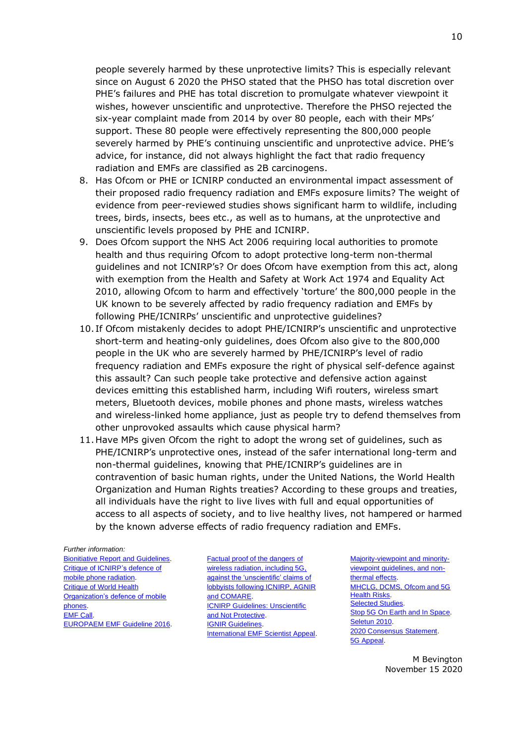people severely harmed by these unprotective limits? This is especially relevant since on August 6 2020 the PHSO stated that the PHSO has total discretion over PHE's failures and PHE has total discretion to promulgate whatever viewpoint it wishes, however unscientific and unprotective. Therefore the PHSO rejected the six-year complaint made from 2014 by over 80 people, each with their MPs' support. These 80 people were effectively representing the 800,000 people severely harmed by PHE's continuing unscientific and unprotective advice. PHE's advice, for instance, did not always highlight the fact that radio frequency radiation and EMFs are classified as 2B carcinogens.

8. Has Ofcom or PHE or ICNIRP conducted an environmental impact assessment of their proposed radio frequency radiation and EMFs exposure limits? The weight of evidence from peer-reviewed studies shows significant harm to wildlife, including trees, birds, insects, bees etc., as well as to humans, at the unprotective and unscientific levels proposed by PHE and ICNIRP.
9. Does Ofcom support the NHS Act 2006 requiring local authorities to promote health and thus requiring Ofcom to adopt protective long-term non-thermal guidelines and not ICNIRP's? Or does Ofcom have exemption from this act, along with exemption from the Health and Safety at Work Act 1974 and Equality Act 2010, allowing Ofcom to harm and effectively 'torture' the 800,000 people in the UK known to be severely affected by radio frequency radiation and EMFs by following PHE/ICNIRPs' unscientific and unprotective guidelines?
10. If Ofcom mistakenly decides to adopt PHE/ICNIRP's unscientific and unprotective short-term and heating-only guidelines, does Ofcom also give to the 800,000 people in the UK who are severely harmed by PHE/ICNIRP's level of radio frequency radiation and EMFs exposure the right of physical self-defence against this assault? Can such people take protective and defensive action against devices emitting this established harm, including Wifi routers, wireless smart meters, Bluetooth devices, mobile phones and phone masts, wireless watches and wireless-linked home appliance, just as people try to defend themselves from other unprovoked assaults which cause physical harm?
11. Have MPs given Ofcom the right to adopt the wrong set of guidelines, such as PHE/ICNIRP's unprotective ones, instead of the safer international long-term and non-thermal guidelines, knowing that PHE/ICNIRP's guidelines are in contravention of basic human rights, under the United Nations, the World Health Organization and Human Rights treaties? According to these groups and treaties, all individuals have the right to live lives with full and equal opportunities of access to all aspects of society, and to live healthy lives, not hampered or harmed by the known adverse effects of radio frequency radiation and EMFs.

*Further information:*

Bionitiative Report and Guidelines.
Critique of ICNIRP's defence of mobile phone radiation.
Critique of World Health Organization's defence of mobile phones.
EMF Call.
EUROPAEM EMF Guideline 2016.
Factual proof of the dangers of wireless radiation, including 5G, against the 'unscientific' claims of lobbyists following ICNIRP, AGNIR and COMARE.
ICNIRP Guidelines: Unscientific and Not Protective.
IGNIR Guidelines.
International EMF Scientist Appeal.
Majority-viewpoint and minority-viewpoint guidelines, and non-thermal effects.
MHCLG, DCMS, Ofcom and 5G Health Risks.
Selected Studies.
Stop 5G On Earth and In Space.
Seletun 2010.
2020 Consensus Statement.
5G Appeal.

M Bevington
November 15 2020